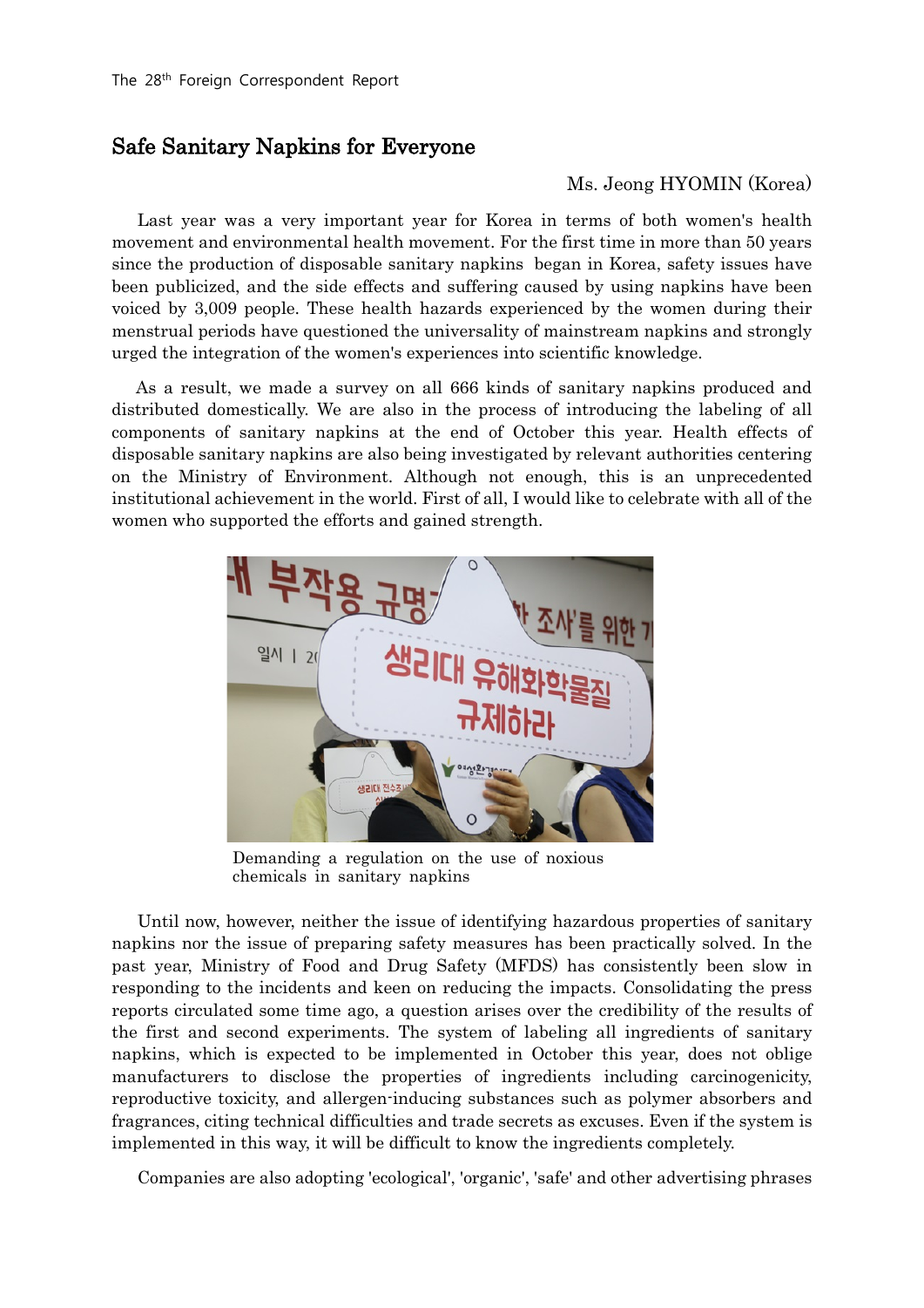The 28th Foreign Correspondent Report

# Safe Sanitary Napkins for Everyone

Ms. Jeong HYOMIN (Korea)

Last year was a very important year for Korea in terms of both women's health movement and environmental health movement. For the first time in more than 50 years since the production of disposable sanitary napkins began in Korea, safety issues have been publicized, and the side effects and suffering caused by using napkins have been voiced by 3,009 people. These health hazards experienced by the women during their menstrual periods have questioned the universality of mainstream napkins and strongly urged the integration of the women's experiences into scientific knowledge.

As a result, we made a survey on all 666 kinds of sanitary napkins produced and distributed domestically. We are also in the process of introducing the labeling of all components of sanitary napkins at the end of October this year. Health effects of disposable sanitary napkins are also being investigated by relevant authorities centering on the Ministry of Environment. Although not enough, this is an unprecedented institutional achievement in the world. First of all, I would like to celebrate with all of the women who supported the efforts and gained strength.

Demanding a regulation on the use of noxious chemicals in sanitary napkins

Until now, however, neither the issue of identifying hazardous properties of sanitary napkins nor the issue of preparing safety measures has been practically solved. In the past year, Ministry of Food and Drug Safety (MFDS) has consistently been slow in responding to the incidents and keen on reducing the impacts. Consolidating the press reports circulated some time ago, a question arises over the credibility of the results of the first and second experiments. The system of labeling all ingredients of sanitary napkins, which is expected to be implemented in October this year, does not oblige manufacturers to disclose the properties of ingredients including carcinogenicity, reproductive toxicity, and allergen-inducing substances such as polymer absorbers and fragrances, citing technical difficulties and trade secrets as excuses. Even if the system is implemented in this way, it will be difficult to know the ingredients completely.

Companies are also adopting 'ecological', 'organic', 'safe' and other advertising phrases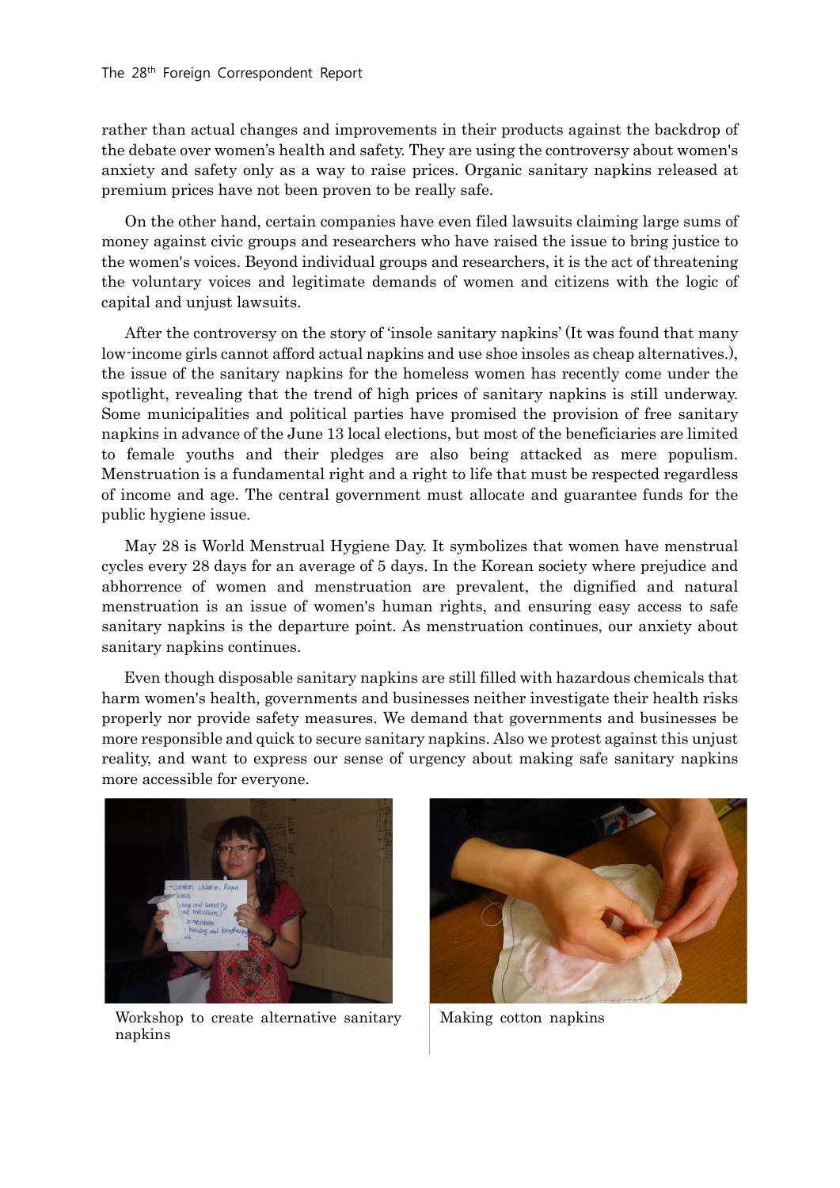rather than actual changes and improvements in their products against the backdrop of the debate over women's health and safety. They are using the controversy about women's anxiety and safety only as a way to raise prices. Organic sanitary napkins released at premium prices have not been proven to be really safe.

On the other hand, certain companies have even filed lawsuits claiming large sums of money against civic groups and researchers who have raised the issue to bring justice to the women's voices. Beyond individual groups and researchers, it is the act of threatening the voluntary voices and legitimate demands of women and citizens with the logic of capital and unjust lawsuits.

After the controversy on the story of 'insole sanitary napkins' (It was found that many low-income girls cannot afford actual napkins and use shoe insoles as cheap alternatives.), the issue of the sanitary napkins for the homeless women has recently come under the spotlight, revealing that the trend of high prices of sanitary napkins is still underway. Some municipalities and political parties have promised the provision of free sanitary napkins in advance of the June 13 local elections, but most of the beneficiaries are limited to female youths and their pledges are also being attacked as mere populism. Menstruation is a fundamental right and a right to life that must be respected regardless of income and age. The central government must allocate and guarantee funds for the public hygiene issue.

May 28 is World Menstrual Hygiene Day. It symbolizes that women have menstrual cycles every 28 days for an average of 5 days. In the Korean society where prejudice and abhorrence of women and menstruation are prevalent, the dignified and natural menstruation is an issue of women's human rights, and ensuring easy access to safe sanitary napkins is the departure point. As menstruation continues, our anxiety about sanitary napkins continues.

Even though disposable sanitary napkins are still filled with hazardous chemicals that harm women's health, governments and businesses neither investigate their health risks properly nor provide safety measures. We demand that governments and businesses be more responsible and quick to secure sanitary napkins. Also we protest against this unjust reality, and want to express our sense of urgency about making safe sanitary napkins more accessible for everyone.

Workshop to create alternative sanitary napkins

Making cotton napkins